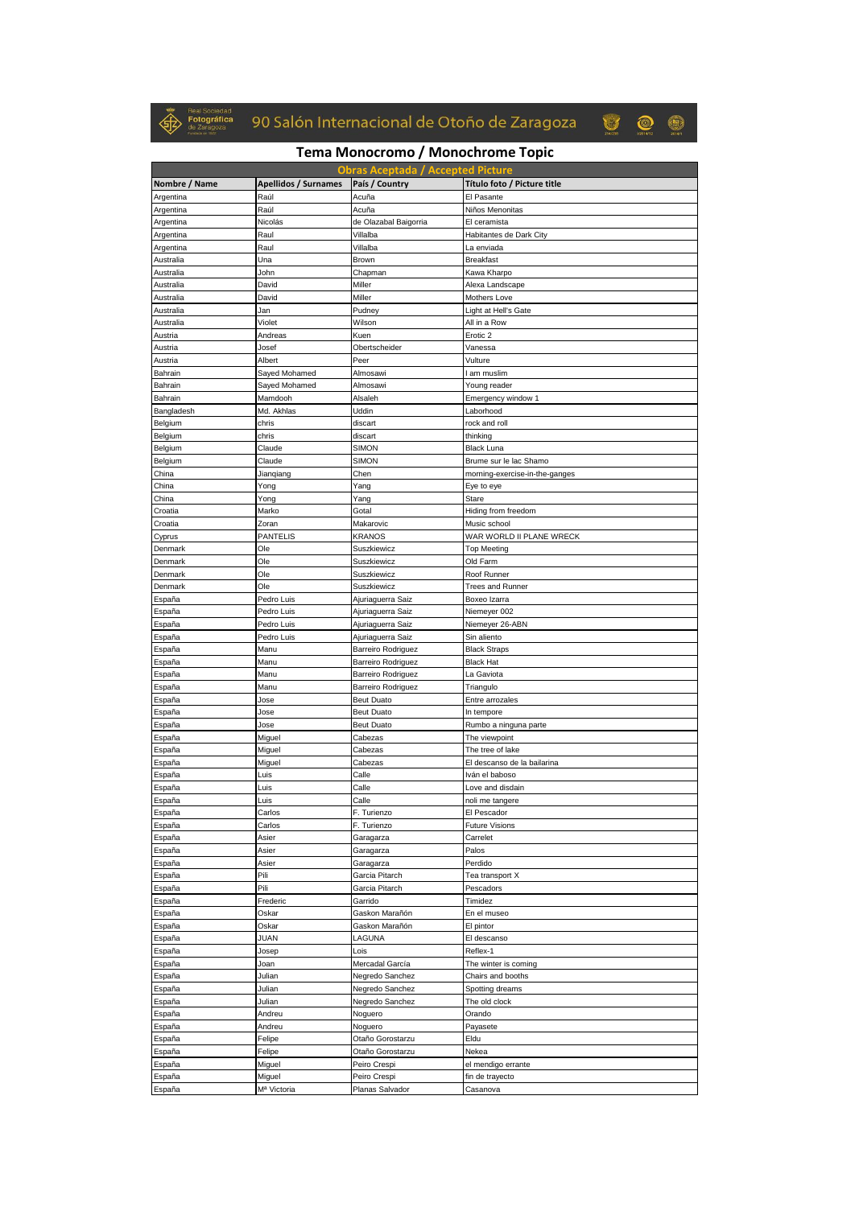# 90 Salón Internacional de Otoño de Zaragoza

## Tema Monocromo / Monochrome Topic

| Obras Aceptada / Accepted Picture | | | |
|---|---|---|---|
| **Nombre / Name** | **Apellidos / Surnames** | **País / Country** | **Titulo foto / Picture title** |
| Argentina | Raúl | Acuña | El Pasante |
| Argentina | Raúl | Acuña | Niños Menonitas |
| Argentina | Nicolás | de Olazabal Baigorria | El ceramista |
| Argentina | Raul | Villalba | Habitantes de Dark City |
| Argentina | Raul | Villalba | La enviada |
| Australia | Una | Brown | Breakfast |
| Australia | John | Chapman | Kawa Kharpo |
| Australia | David | Miller | Alexa Landscape |
| Australia | David | Miller | Mothers Love |
| Australia | Jan | Pudney | Light at Hell's Gate |
| Australia | Violet | Wilson | All in a Row |
| Austria | Andreas | Kuen | Erotic 2 |
| Austria | Josef | Obertscheider | Vanessa |
| Austria | Albert | Peer | Vulture |
| Bahrain | Sayed Mohamed | Almosawi | I am muslim |
| Bahrain | Sayed Mohamed | Almosawi | Young reader |
| Bahrain | Mamdooh | Alsaleh | Emergency window 1 |
| Bangladesh | Md. Akhlas | Uddin | Laborhood |
| Belgium | chris | discart | rock and roll |
| Belgium | chris | discart | thinking |
| Belgium | Claude | SIMON | Black Luna |
| Belgium | Claude | SIMON | Brume sur le lac Shamo |
| China | Jianqiang | Chen | morning-exercise-in-the-ganges |
| China | Yong | Yang | Eye to eye |
| China | Yong | Yang | Stare |
| Croatia | Marko | Gotal | Hiding from freedom |
| Croatia | Zoran | Makarovic | Music school |
| Cyprus | PANTELIS | KRANOS | WAR WORLD II PLANE WRECK |
| Denmark | Ole | Suszkiewicz | Top Meeting |
| Denmark | Ole | Suszkiewicz | Old Farm |
| Denmark | Ole | Suszkiewicz | Roof Runner |
| Denmark | Ole | Suszkiewicz | Trees and Runner |
| España | Pedro Luis | Ajuriaguerra Saiz | Boxeo Izarra |
| España | Pedro Luis | Ajuriaguerra Saiz | Niemeyer 002 |
| España | Pedro Luis | Ajuriaguerra Saiz | Niemeyer 26-ABN |
| España | Pedro Luis | Ajuriaguerra Saiz | Sin aliento |
| España | Manu | Barreiro Rodriguez | Black Straps |
| España | Manu | Barreiro Rodriguez | Black Hat |
| España | Manu | Barreiro Rodriguez | La Gaviota |
| España | Manu | Barreiro Rodriguez | Triangulo |
| España | Jose | Beut Duato | Entre arrozales |
| España | Jose | Beut Duato | In tempore |
| España | Jose | Beut Duato | Rumbo a ninguna parte |
| España | Miguel | Cabezas | The viewpoint |
| España | Miguel | Cabezas | The tree of lake |
| España | Miguel | Cabezas | El descanso de la bailarina |
| España | Luis | Calle | Iván el baboso |
| España | Luis | Calle | Love and disdain |
| España | Luis | Calle | noli me tangere |
| España | Carlos | F. Turienzo | El Pescador |
| España | Carlos | F. Turienzo | Future Visions |
| España | Asier | Garagarza | Carrelet |
| España | Asier | Garagarza | Palos |
| España | Asier | Garagarza | Perdido |
| España | Pili | Garcia Pitarch | Tea transport X |
| España | Pili | Garcia Pitarch | Pescadors |
| España | Frederic | Garrido | Timidez |
| España | Oskar | Gaskon Marañón | En el museo |
| España | Oskar | Gaskon Marañón | El pintor |
| España | JUAN | LAGUNA | El descanso |
| España | Josep | Lois | Reflex-1 |
| España | Joan | Mercadal García | The winter is coming |
| España | Julian | Negredo Sanchez | Chairs and booths |
| España | Julian | Negredo Sanchez | Spotting dreams |
| España | Julian | Negredo Sanchez | The old clock |
| España | Andreu | Noguero | Orando |
| España | Andreu | Noguero | Payasete |
| España | Felipe | Otaño Gorostarzu | Eldu |
| España | Felipe | Otaño Gorostarzu | Nekea |
| España | Miguel | Peiro Crespi | el mendigo errante |
| España | Miguel | Peiro Crespi | fin de trayecto |
| España | Mª Victoria | Planas Salvador | Casanova |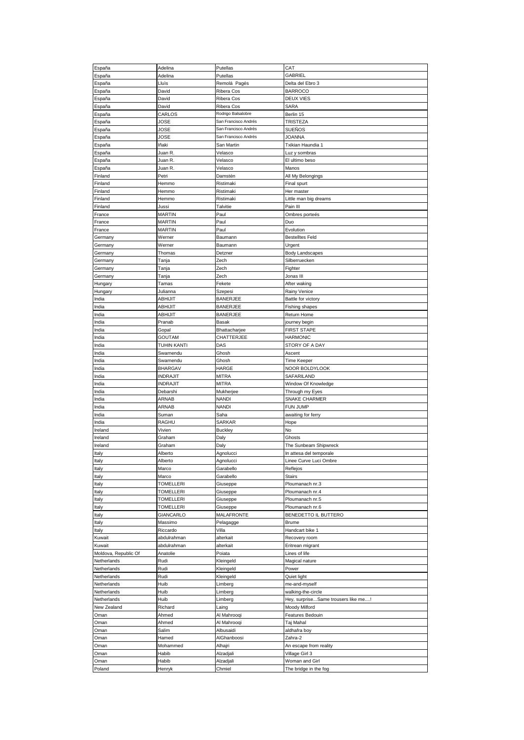| España | Adelina | Putellas | CAT |
|---|---|---|---|
| España | Adelina | Putellas | GABRIEL |
| España | Lluis | Remolà Pagès | Delta del Ebro 3 |
| España | David | Ribera Cos | BARROCO |
| España | David | Ribera Cos | DEUX VIES |
| España | David | Ribera Cos | SARA |
| España | CARLOS | Rodrigo Balsalobre | Berlin 15 |
| España | JOSE | San Francisco Andrés | TRISTEZA |
| España | JOSE | San Francisco Andrés | SUEÑOS |
| España | JOSE | San Francisco Andrés | JOANNA |
| España | Iñaki | San Martin | Txikian Haundia 1 |
| España | Juan R. | Velasco | Luz y sombras |
| España | Juan R. | Velasco | El ultimo beso |
| España | Juan R. | Velasco | Manos |
| Finland | Petri | Damstén | All My Belongings |
| Finland | Hemmo | Ristimaki | Final spurt |
| Finland | Hemmo | Ristimaki | Her master |
| Finland | Hemmo | Ristimaki | Little man big dreams |
| Finland | Jussi | Talvitie | Pain III |
| France | MARTIN | Paul | Ombres porteés |
| France | MARTIN | Paul | Duo |
| France | MARTIN | Paul | Evolution |
| Germany | Werner | Baumann | Bestelltes Feld |
| Germany | Werner | Baumann | Urgent |
| Germany | Thomas | Detzner | Body Landscapes |
| Germany | Tanja | Zech | Silberruecken |
| Germany | Tanja | Zech | Fighter |
| Germany | Tanja | Zech | Jonas III |
| Hungary | Tamas | Fekete | After waking |
| Hungary | Julianna | Szepesi | Rainy Venice |
| India | ABHIJIT | BANERJEE | Battle for victory |
| India | ABHIJIT | BANERJEE | Fishing shapes |
| India | ABHIJIT | BANERJEE | Return Home |
| India | Pranab | Basak | journey begin |
| India | Gopal | Bhattacharjee | FIRST STAPE |
| India | GOUTAM | CHATTERJEE | HARMONIC |
| India | TUHIN KANTI | DAS | STORY OF A DAY |
| India | Swarnendu | Ghosh | Ascent |
| India | Swarnendu | Ghosh | Time Keeper |
| India | BHARGAV | HARGE | NOOR BOLDYLOOK |
| India | INDRAJIT | MITRA | SAFARILAND |
| India | INDRAJIT | MITRA | Window Of Knowledge |
| India | Debarshi | Mukherjee | Through my Eyes |
| India | ARNAB | NANDI | SNAKE CHARMER |
| India | ARNAB | NANDI | FUN JUMP |
| India | Suman | Saha | awaiting for ferry |
| India | RAGHU | SARKAR | Hope |
| Ireland | Vivien | Buckley | No |
| Ireland | Graham | Daly | Ghosts |
| Ireland | Graham | Daly | The Sunbeam Shipwreck |
| Italy | Alberto | Agnolucci | In attesa del temporale |
| Italy | Alberto | Agnolucci | Linee Curve Luci Ombre |
| Italy | Marco | Garabello | Reflejos |
| Italy | Marco | Garabello | Stairs |
| Italy | TOMELLERI | Giuseppe | Ploumanach nr.3 |
| Italy | TOMELLERI | Giuseppe | Ploumanach nr.4 |
| Italy | TOMELLERI | Giuseppe | Ploumanach nr.5 |
| Italy | TOMELLERI | Giuseppe | Ploumanach nr.6 |
| Italy | GIANCARLO | MALAFRONTE | BENEDETTO IL BUTTERO |
| Italy | Massimo | Pelagagge | Brume |
| Italy | Riccardo | Villa | Handcart bike 1 |
| Kuwait | abdulrahman | alterkait | Recovery room |
| Kuwait | abdulrahman | alterkait | Eritrean migrant |
| Moldova, Republic Of | Anatolie | Poiata | Lines of life |
| Netherlands | Rudi | Kleingeld | Magical nature |
| Netherlands | Rudi | Kleingeld | Power |
| Netherlands | Rudi | Kleingeld | Quiet light |
| Netherlands | Huib | Limberg | me-and-myself |
| Netherlands | Huib | Limberg | walking-the-circle |
| Netherlands | Huib | Limberg | Hey, surprise...Same trousers like me....! |
| New Zealand | Richard | Laing | Moody Milford |
| Oman | Ahmed | Al Mahrooqi | Features Bedouin |
| Oman | Ahmed | Al Mahrooqi | Taj Mahal |
| Oman | Salim | Albusaidi | aldhafra boy |
| Oman | Hamed | AlGhanboosi | Zahra-2 |
| Oman | Mohammed | Alhajri | An escape from reality |
| Oman | Habib | Alzadjali | Village Girl 3 |
| Oman | Habib | Alzadjali | Woman and Girl |
| Poland | Henryk | Chmiel | The bridge in the fog |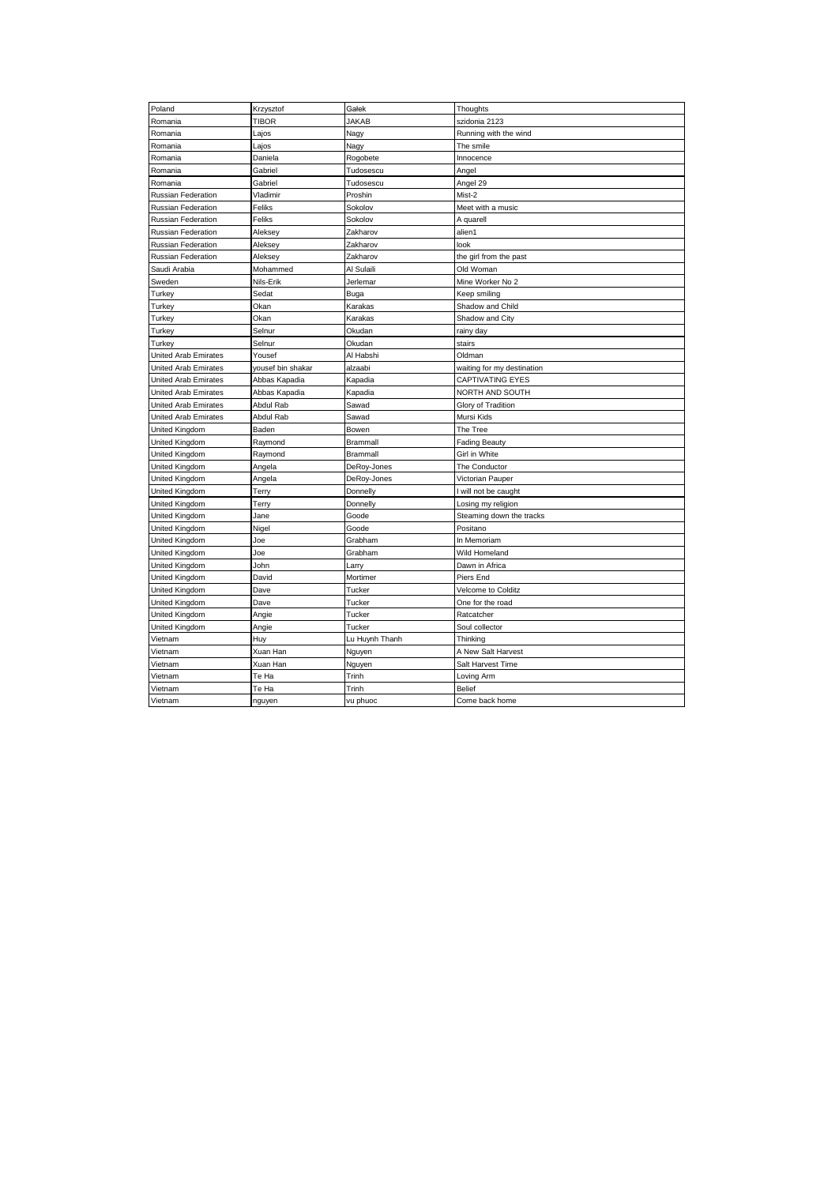| | | | |
|---|---|---|---|
| Poland | Krzysztof | Gałek | Thoughts |
| Romania | TIBOR | JAKAB | szidonia 2123 |
| Romania | Lajos | Nagy | Running with the wind |
| Romania | Lajos | Nagy | The smile |
| Romania | Daniela | Rogobete | Innocence |
| Romania | Gabriel | Tudosescu | Angel |
| Romania | Gabriel | Tudosescu | Angel 29 |
| Russian Federation | Vladimir | Proshin | Mist-2 |
| Russian Federation | Feliks | Sokolov | Meet with a music |
| Russian Federation | Feliks | Sokolov | A quarell |
| Russian Federation | Aleksey | Zakharov | alien1 |
| Russian Federation | Aleksey | Zakharov | look |
| Russian Federation | Aleksey | Zakharov | the girl from the past |
| Saudi Arabia | Mohammed | Al Sulaili | Old Woman |
| Sweden | Nils-Erik | Jerlemar | Mine Worker No 2 |
| Turkey | Sedat | Buga | Keep smiling |
| Turkey | Okan | Karakas | Shadow and Child |
| Turkey | Okan | Karakas | Shadow and City |
| Turkey | Selnur | Okudan | rainy day |
| Turkey | Selnur | Okudan | stairs |
| United Arab Emirates | Yousef | Al Habshi | Oldman |
| United Arab Emirates | yousef bin shakar | alzaabi | waiting for my destination |
| United Arab Emirates | Abbas Kapadia | Kapadia | CAPTIVATING EYES |
| United Arab Emirates | Abbas Kapadia | Kapadia | NORTH AND SOUTH |
| United Arab Emirates | Abdul Rab | Sawad | Glory of Tradition |
| United Arab Emirates | Abdul Rab | Sawad | Mursi Kids |
| United Kingdom | Baden | Bowen | The Tree |
| United Kingdom | Raymond | Brammall | Fading Beauty |
| United Kingdom | Raymond | Brammall | Girl in White |
| United Kingdom | Angela | DeRoy-Jones | The Conductor |
| United Kingdom | Angela | DeRoy-Jones | Victorian Pauper |
| United Kingdom | Terry | Donnelly | I will not be caught |
| United Kingdom | Terry | Donnelly | Losing my religion |
| United Kingdom | Jane | Goode | Steaming down the tracks |
| United Kingdom | Nigel | Goode | Positano |
| United Kingdom | Joe | Grabham | In Memoriam |
| United Kingdom | Joe | Grabham | Wild Homeland |
| United Kingdom | John | Larry | Dawn in Africa |
| United Kingdom | David | Mortimer | Piers End |
| United Kingdom | Dave | Tucker | Velcome to Colditz |
| United Kingdom | Dave | Tucker | One for the road |
| United Kingdom | Angie | Tucker | Ratcatcher |
| United Kingdom | Angie | Tucker | Soul collector |
| Vietnam | Huy | Lu Huynh Thanh | Thinking |
| Vietnam | Xuan Han | Nguyen | A New Salt Harvest |
| Vietnam | Xuan Han | Nguyen | Salt Harvest Time |
| Vietnam | Te Ha | Trinh | Loving Arm |
| Vietnam | Te Ha | Trinh | Belief |
| Vietnam | nguyen | vu phuoc | Come back home |